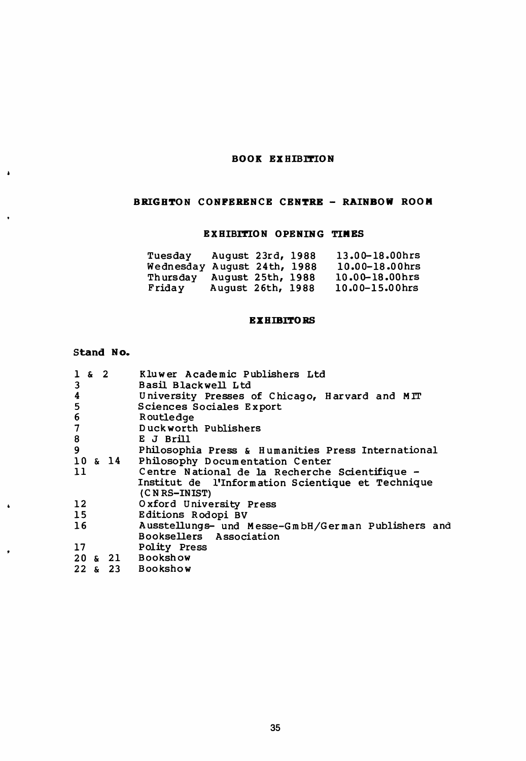# BOOK EXHIBITION

## BRIGHTON CONFERENCE CENTRE - RAINBOW ROOM

### EXHIBITION OPENING TIMES

| | | |
|---|---|---|
| Tuesday | August 23rd, 1988 | 13.00–18.00hrs |
| Wednesday | August 24th, 1988 | 10.00–18.00hrs |
| Thursday | August 25th, 1988 | 10.00–18.00hrs |
| Friday | August 26th, 1988 | 10.00–15.00hrs |

### EXHIBITORS

| Stand No. | |
|---|---|
| 1 & 2 | Kluwer Academic Publishers Ltd |
| 3 | Basil Blackwell Ltd |
| 4 | University Presses of Chicago, Harvard and MIT |
| 5 | Sciences Sociales Export |
| 6 | Routledge |
| 7 | Duckworth Publishers |
| 8 | E J Brill |
| 9 | Philosophia Press & Humanities Press International |
| 10 & 14 | Philosophy Documentation Center |
| 11 | Centre National de la Recherche Scientifique - Institut de l'Information Scientique et Technique (CNRS-INIST) |
| 12 | Oxford University Press |
| 15 | Editions Rodopi BV |
| 16 | Ausstellungs- und Messe-GmbH/German Publishers and Booksellers Association |
| 17 | Polity Press |
| 20 & 21 | Bookshow |
| 22 & 23 | Bookshow |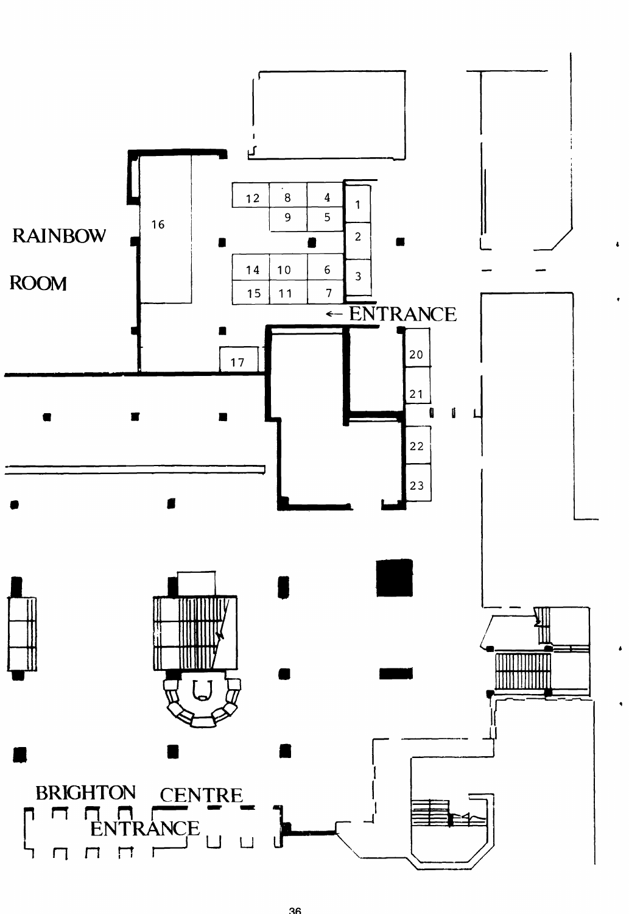RAINBOW ROOM

← ENTRANCE

BRIGHTON CENTRE ENTRANCE

12 8 4 1
9 5 2
14 10 6 3
15 11 7
16
17
20
21
22
23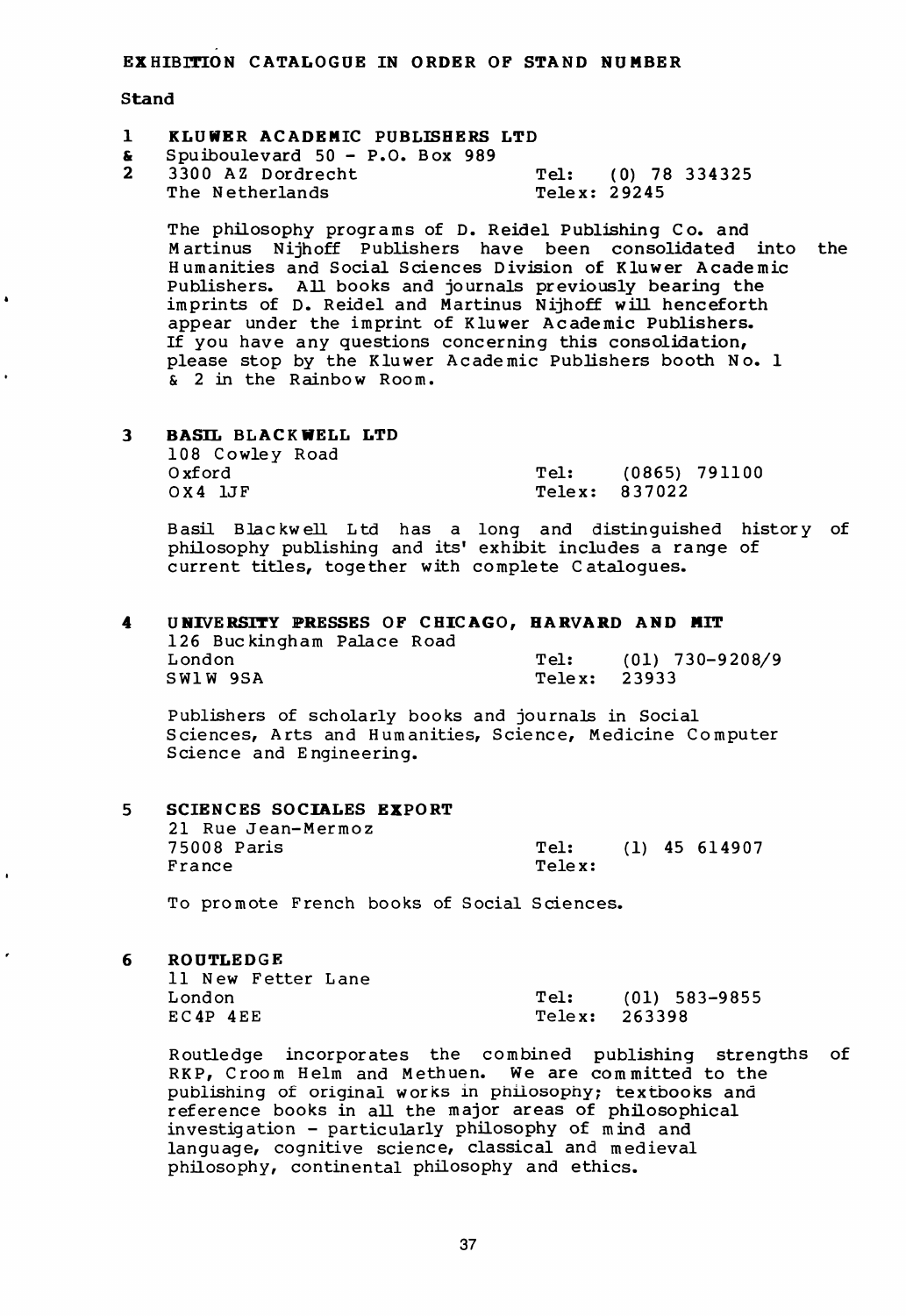## EXHIBITION CATALOGUE IN ORDER OF STAND NUMBER

**Stand**

**1 & 2 KLUWER ACADEMIC PUBLISHERS LTD**

Spuiboulevard 50 - P.O. Box 989
3300 AZ Dordrecht
The Netherlands

Tel: (0) 78 334325
Telex: 29245

The philosophy programs of D. Reidel Publishing Co. and Martinus Nijhoff Publishers have been consolidated into the Humanities and Social Sciences Division of Kluwer Academic Publishers. All books and journals previously bearing the imprints of D. Reidel and Martinus Nijhoff will henceforth appear under the imprint of Kluwer Academic Publishers. If you have any questions concerning this consolidation, please stop by the Kluwer Academic Publishers booth No. 1 & 2 in the Rainbow Room.

**3 BASIL BLACKWELL LTD**

108 Cowley Road
Oxford
OX4 1JF

Tel: (0865) 791100
Telex: 837022

Basil Blackwell Ltd has a long and distinguished history of philosophy publishing and its' exhibit includes a range of current titles, together with complete Catalogues.

**4 UNIVERSITY PRESSES OF CHICAGO, HARVARD AND MIT**

126 Buckingham Palace Road
London
SW1W 9SA

Tel: (01) 730-9208/9
Telex: 23933

Publishers of scholarly books and journals in Social Sciences, Arts and Humanities, Science, Medicine Computer Science and Engineering.

**5 SCIENCES SOCIALES EXPORT**

21 Rue Jean-Mermoz
75008 Paris
France

Tel: (1) 45 614907
Telex:

To promote French books of Social Sciences.

**6 ROUTLEDGE**

11 New Fetter Lane
London
EC4P 4EE

Tel: (01) 583-9855
Telex: 263398

Routledge incorporates the combined publishing strengths of RKP, Croom Helm and Methuen. We are committed to the publishing of original works in philosophy; textbooks and reference books in all the major areas of philosophical investigation - particularly philosophy of mind and language, cognitive science, classical and medieval philosophy, continental philosophy and ethics.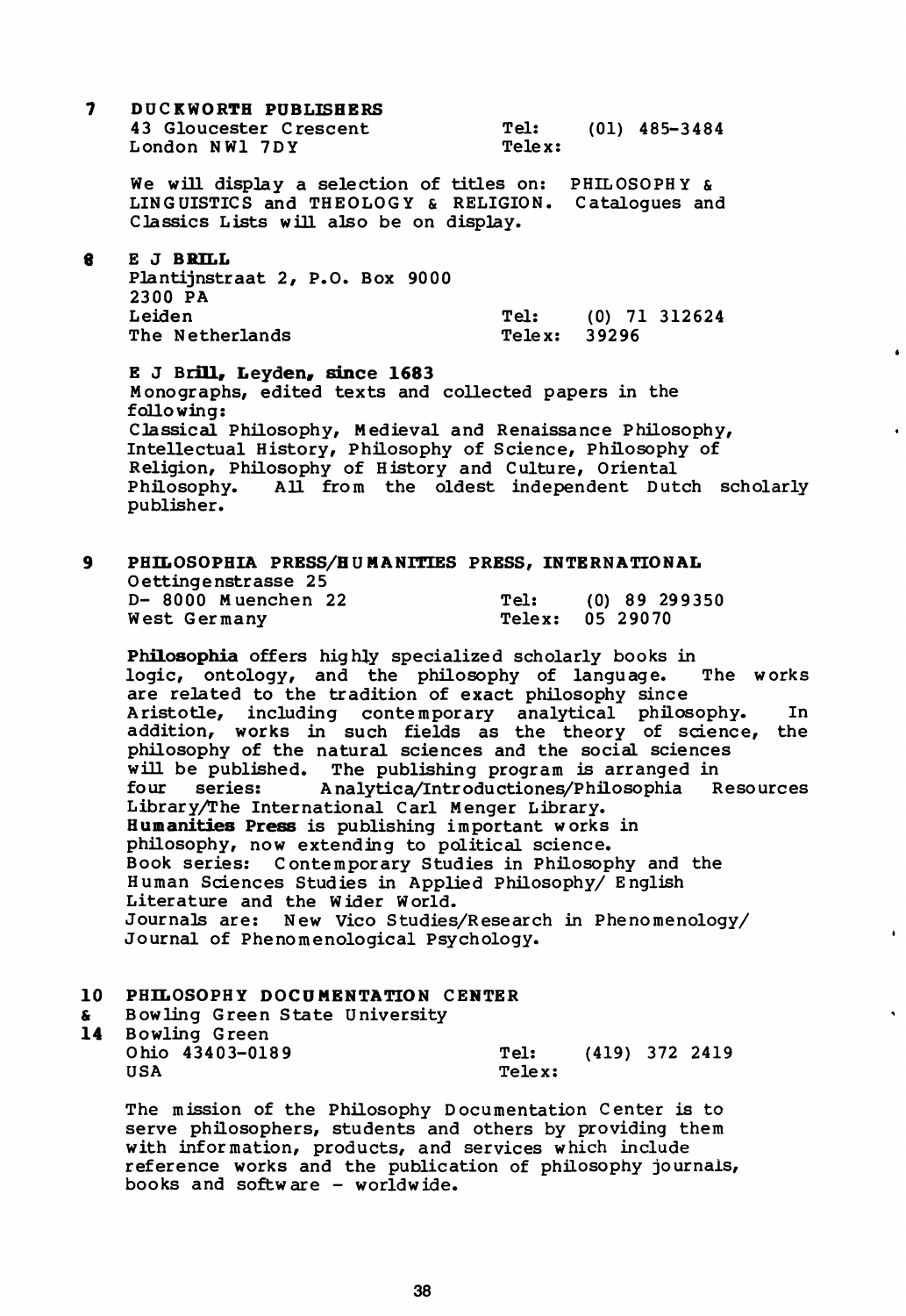**7 DUCKWORTH PUBLISHERS**

43 Gloucester Crescent  
London NW1 7DY

Tel: (01) 485-3484  
Telex:

We will display a selection of titles on: PHILOSOPHY & LINGUISTICS and THEOLOGY & RELIGION. Catalogues and Classics Lists will also be on display.

**8 E J BRILL**

Plantijnstraat 2, P.O. Box 9000  
2300 PA  
Leiden  
The Netherlands

Tel: (0) 71 312624  
Telex: 39296

**E J Brill, Leyden, since 1683**  
Monographs, edited texts and collected papers in the following:  
Classical Philosophy, Medieval and Renaissance Philosophy, Intellectual History, Philosophy of Science, Philosophy of Religion, Philosophy of History and Culture, Oriental Philosophy. All from the oldest independent Dutch scholarly publisher.

**9 PHILOSOPHIA PRESS/HUMANITIES PRESS, INTERNATIONAL**

Oettingenstrasse 25  
D- 8000 Muenchen 22  
West Germany

Tel: (0) 89 299350  
Telex: 05 29070

**Philosophia** offers highly specialized scholarly books in logic, ontology, and the philosophy of language. The works are related to the tradition of exact philosophy since Aristotle, including contemporary analytical philosophy. In addition, works in such fields as the theory of science, the philosophy of the natural sciences and the social sciences will be published. The publishing program is arranged in four series: Analytica/Introductiones/Philosophia Resources Library/The International Carl Menger Library.  
**Humanities Press** is publishing important works in philosophy, now extending to political science.  
Book series: Contemporary Studies in Philosophy and the Human Sciences Studies in Applied Philosophy/ English Literature and the Wider World.  
Journals are: New Vico Studies/Research in Phenomenology/ Journal of Phenomenological Psychology.

**10 & 14 PHILOSOPHY DOCUMENTATION CENTER**

Bowling Green State University  
Bowling Green  
Ohio 43403-0189  
USA

Tel: (419) 372 2419  
Telex:

The mission of the Philosophy Documentation Center is to serve philosophers, students and others by providing them with information, products, and services which include reference works and the publication of philosophy journals, books and software - worldwide.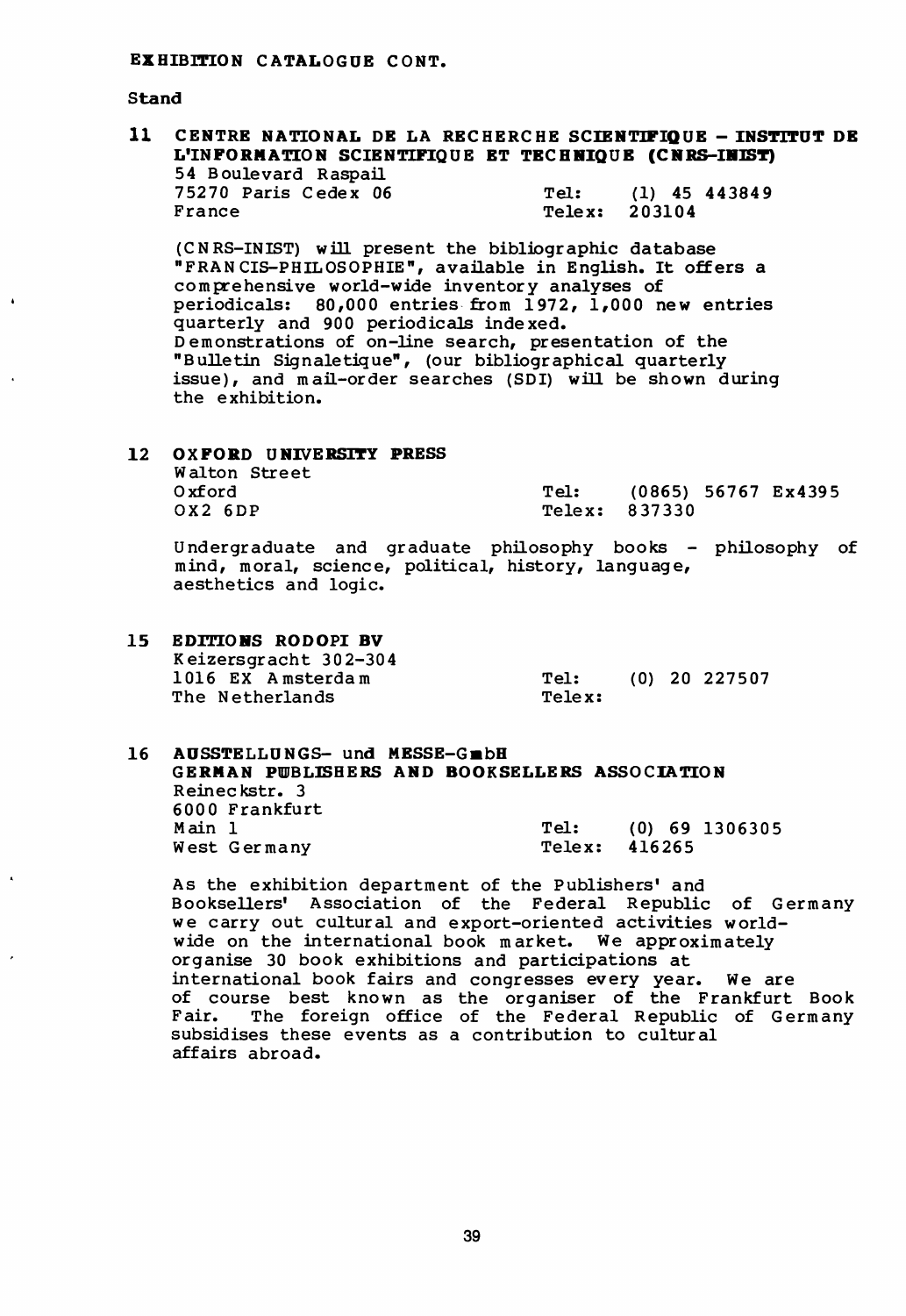**EXHIBITION CATALOGUE CONT.**

**Stand**

**11 CENTRE NATIONAL DE LA RECHERCHE SCIENTIFIQUE - INSTITUT DE L'INFORMATION SCIENTIFIQUE ET TECHNIQUE (CNRS-INIST)**

54 Boulevard Raspail
75270 Paris Cedex 06
France

Tel: (1) 45 443849
Telex: 203104

(CNRS-INIST) will present the bibliographic database "FRANCIS-PHILOSOPHIE", available in English. It offers a comprehensive world-wide inventory analyses of periodicals: 80,000 entries from 1972, 1,000 new entries quarterly and 900 periodicals indexed.
Demonstrations of on-line search, presentation of the "Bulletin Signaletique", (our bibliographical quarterly issue), and mail-order searches (SDI) will be shown during the exhibition.

**12 OXFORD UNIVERSITY PRESS**

Walton Street
Oxford
OX2 6DP

Tel: (0865) 56767 Ex4395
Telex: 837330

Undergraduate and graduate philosophy books - philosophy of mind, moral, science, political, history, language, aesthetics and logic.

**15 EDITIONS RODOPI BV**

Keizersgracht 302-304
1016 EX Amsterdam
The Netherlands

Tel: (0) 20 227507
Telex:

**16 AUSSTELLUNGS- und MESSE-GmbH**
**GERMAN PUBLISHERS AND BOOKSELLERS ASSOCIATION**

Reineckstr. 3
6000 Frankfurt
Main 1
West Germany

Tel: (0) 69 1306305
Telex: 416265

As the exhibition department of the Publishers' and Booksellers' Association of the Federal Republic of Germany we carry out cultural and export-oriented activities world-wide on the international book market. We approximately organise 30 book exhibitions and participations at international book fairs and congresses every year. We are of course best known as the organiser of the Frankfurt Book Fair. The foreign office of the Federal Republic of Germany subsidises these events as a contribution to cultural affairs abroad.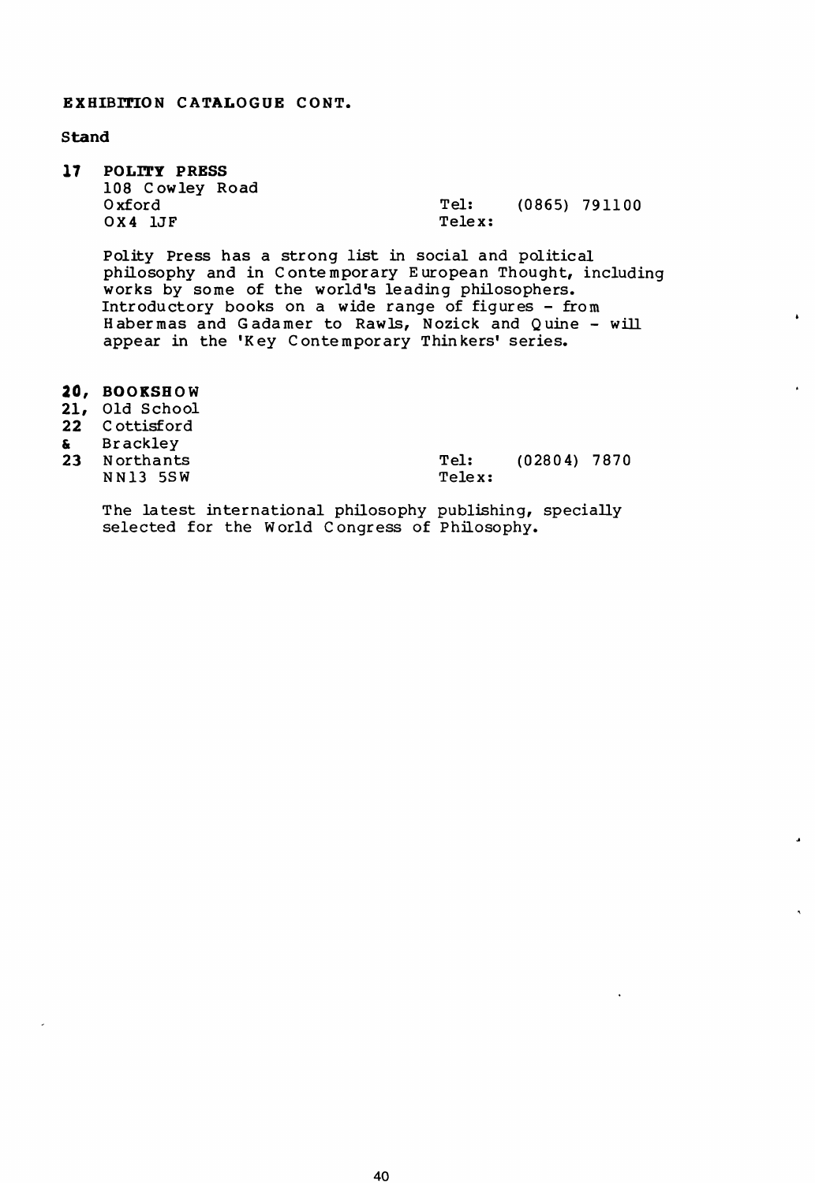**EXHIBITION CATALOGUE CONT.**

**Stand**

**17 POLITY PRESS**
108 Cowley Road
Oxford
OX4 1JF

Tel: (0865) 791100
Telex:

Polity Press has a strong list in social and political philosophy and in Contemporary European Thought, including works by some of the world's leading philosophers. Introductory books on a wide range of figures - from Habermas and Gadamer to Rawls, Nozick and Quine - will appear in the 'Key Contemporary Thinkers' series.

**20, 21, 22 & 23 BOOKSHOW**
Old School
Cottisford
Brackley
Northants
NN13 5SW

Tel: (02804) 7870
Telex:

The latest international philosophy publishing, specially selected for the World Congress of Philosophy.